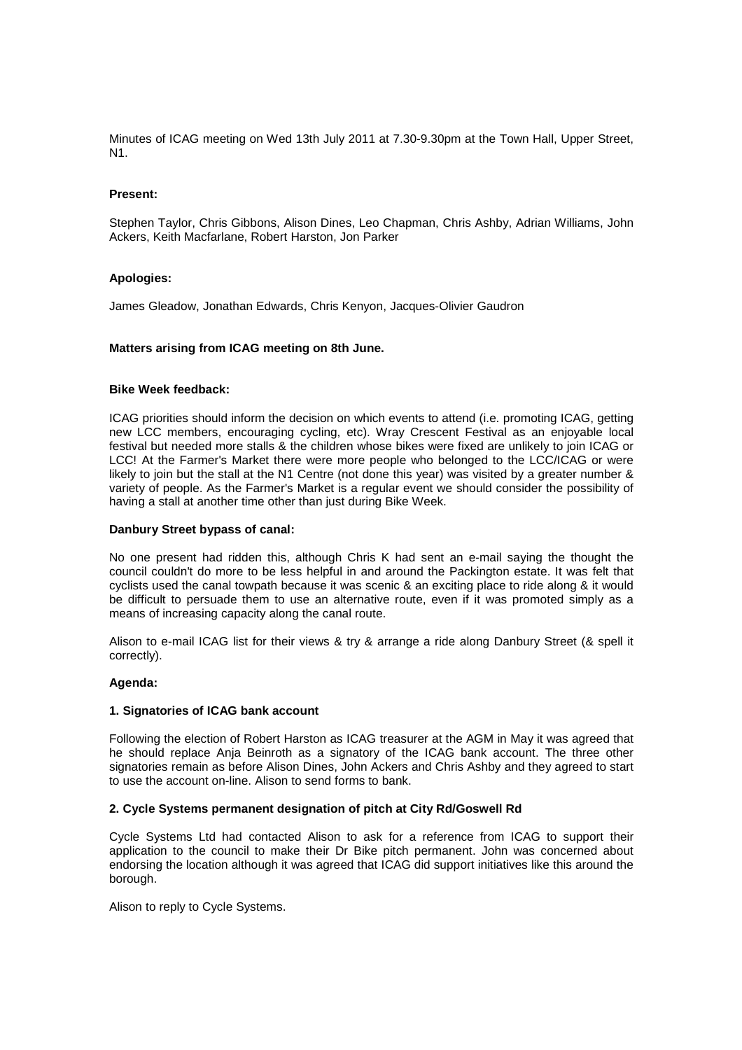Minutes of ICAG meeting on Wed 13th July 2011 at 7.30-9.30pm at the Town Hall, Upper Street, N1.

**Present:**

Stephen Taylor, Chris Gibbons, Alison Dines, Leo Chapman, Chris Ashby, Adrian Williams, John Ackers, Keith Macfarlane, Robert Harston, Jon Parker

**Apologies:**

James Gleadow, Jonathan Edwards, Chris Kenyon, Jacques-Olivier Gaudron

**Matters arising from ICAG meeting on 8th June.**

**Bike Week feedback:**

ICAG priorities should inform the decision on which events to attend (i.e. promoting ICAG, getting new LCC members, encouraging cycling, etc). Wray Crescent Festival as an enjoyable local festival but needed more stalls & the children whose bikes were fixed are unlikely to join ICAG or LCC! At the Farmer's Market there were more people who belonged to the LCC/ICAG or were likely to join but the stall at the N1 Centre (not done this year) was visited by a greater number & variety of people. As the Farmer's Market is a regular event we should consider the possibility of having a stall at another time other than just during Bike Week.

**Danbury Street bypass of canal:**

No one present had ridden this, although Chris K had sent an e-mail saying the thought the council couldn't do more to be less helpful in and around the Packington estate. It was felt that cyclists used the canal towpath because it was scenic & an exciting place to ride along & it would be difficult to persuade them to use an alternative route, even if it was promoted simply as a means of increasing capacity along the canal route.

Alison to e-mail ICAG list for their views & try & arrange a ride along Danbury Street (& spell it correctly).

**Agenda:**

**1. Signatories of ICAG bank account**

Following the election of Robert Harston as ICAG treasurer at the AGM in May it was agreed that he should replace Anja Beinroth as a signatory of the ICAG bank account. The three other signatories remain as before Alison Dines, John Ackers and Chris Ashby and they agreed to start to use the account on-line. Alison to send forms to bank.

**2. Cycle Systems permanent designation of pitch at City Rd/Goswell Rd**

Cycle Systems Ltd had contacted Alison to ask for a reference from ICAG to support their application to the council to make their Dr Bike pitch permanent. John was concerned about endorsing the location although it was agreed that ICAG did support initiatives like this around the borough.

Alison to reply to Cycle Systems.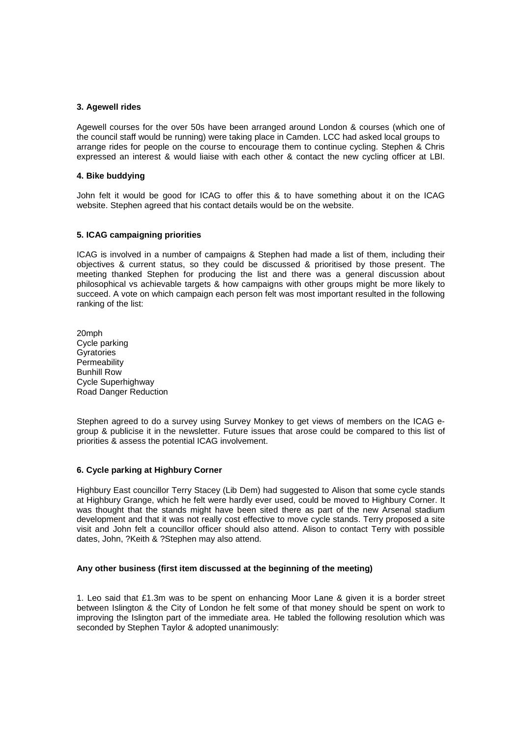### 3. Agewell rides

Agewell courses for the over 50s have been arranged around London & courses (which one of the council staff would be running) were taking place in Camden. LCC had asked local groups to arrange rides for people on the course to encourage them to continue cycling. Stephen & Chris expressed an interest & would liaise with each other & contact the new cycling officer at LBI.

### 4. Bike buddying

John felt it would be good for ICAG to offer this & to have something about it on the ICAG website. Stephen agreed that his contact details would be on the website.

### 5. ICAG campaigning priorities

ICAG is involved in a number of campaigns & Stephen had made a list of them, including their objectives & current status, so they could be discussed & prioritised by those present. The meeting thanked Stephen for producing the list and there was a general discussion about philosophical vs achievable targets & how campaigns with other groups might be more likely to succeed. A vote on which campaign each person felt was most important resulted in the following ranking of the list:

20mph
Cycle parking
Gyratories
Permeability
Bunhill Row
Cycle Superhighway
Road Danger Reduction

Stephen agreed to do a survey using Survey Monkey to get views of members on the ICAG e-group & publicise it in the newsletter. Future issues that arose could be compared to this list of priorities & assess the potential ICAG involvement.

### 6. Cycle parking at Highbury Corner

Highbury East councillor Terry Stacey (Lib Dem) had suggested to Alison that some cycle stands at Highbury Grange, which he felt were hardly ever used, could be moved to Highbury Corner. It was thought that the stands might have been sited there as part of the new Arsenal stadium development and that it was not really cost effective to move cycle stands. Terry proposed a site visit and John felt a councillor officer should also attend. Alison to contact Terry with possible dates, John, ?Keith & ?Stephen may also attend.

### Any other business (first item discussed at the beginning of the meeting)

1. Leo said that £1.3m was to be spent on enhancing Moor Lane & given it is a border street between Islington & the City of London he felt some of that money should be spent on work to improving the Islington part of the immediate area. He tabled the following resolution which was seconded by Stephen Taylor & adopted unanimously: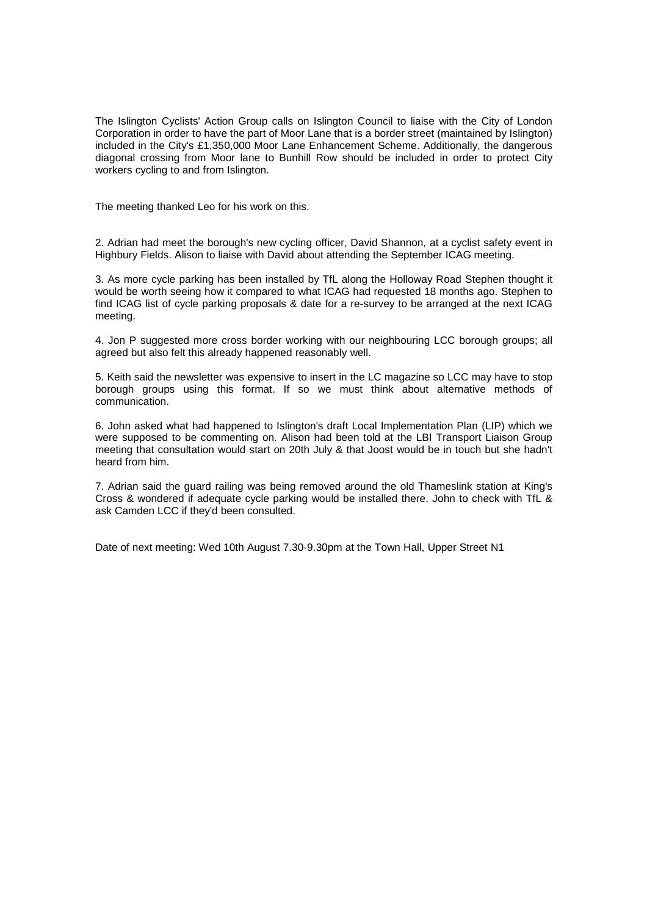The Islington Cyclists' Action Group calls on Islington Council to liaise with the City of London Corporation in order to have the part of Moor Lane that is a border street (maintained by Islington) included in the City's £1,350,000 Moor Lane Enhancement Scheme. Additionally, the dangerous diagonal crossing from Moor lane to Bunhill Row should be included in order to protect City workers cycling to and from Islington.

The meeting thanked Leo for his work on this.

2. Adrian had meet the borough's new cycling officer, David Shannon, at a cyclist safety event in Highbury Fields. Alison to liaise with David about attending the September ICAG meeting.

3. As more cycle parking has been installed by TfL along the Holloway Road Stephen thought it would be worth seeing how it compared to what ICAG had requested 18 months ago. Stephen to find ICAG list of cycle parking proposals & date for a re-survey to be arranged at the next ICAG meeting.

4. Jon P suggested more cross border working with our neighbouring LCC borough groups; all agreed but also felt this already happened reasonably well.

5. Keith said the newsletter was expensive to insert in the LC magazine so LCC may have to stop borough groups using this format. If so we must think about alternative methods of communication.

6. John asked what had happened to Islington's draft Local Implementation Plan (LIP) which we were supposed to be commenting on. Alison had been told at the LBI Transport Liaison Group meeting that consultation would start on 20th July & that Joost would be in touch but she hadn't heard from him.

7. Adrian said the guard railing was being removed around the old Thameslink station at King's Cross & wondered if adequate cycle parking would be installed there. John to check with TfL & ask Camden LCC if they'd been consulted.

Date of next meeting: Wed 10th August 7.30-9.30pm at the Town Hall, Upper Street N1